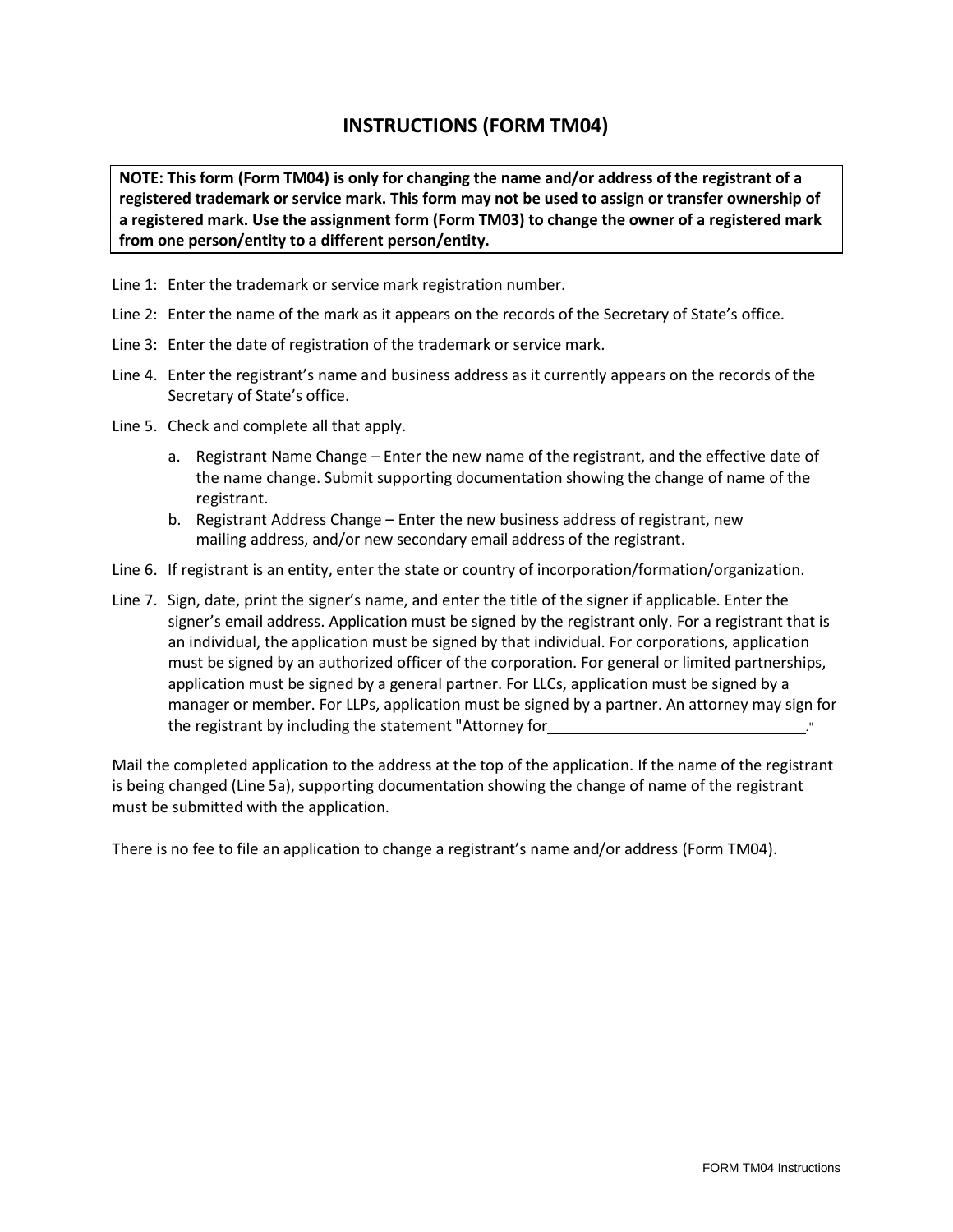# INSTRUCTIONS (FORM TM04)

**NOTE: This form (Form TM04) is only for changing the name and/or address of the registrant of a registered trademark or service mark. This form may not be used to assign or transfer ownership of a registered mark. Use the assignment form (Form TM03) to change the owner of a registered mark from one person/entity to a different person/entity.**

Line 1: Enter the trademark or service mark registration number.

Line 2: Enter the name of the mark as it appears on the records of the Secretary of State's office.

Line 3: Enter the date of registration of the trademark or service mark.

Line 4. Enter the registrant's name and business address as it currently appears on the records of the Secretary of State's office.

Line 5. Check and complete all that apply.

a. Registrant Name Change – Enter the new name of the registrant, and the effective date of the name change. Submit supporting documentation showing the change of name of the registrant.
b. Registrant Address Change – Enter the new business address of registrant, new mailing address, and/or new secondary email address of the registrant.

Line 6. If registrant is an entity, enter the state or country of incorporation/formation/organization.

Line 7. Sign, date, print the signer's name, and enter the title of the signer if applicable. Enter the signer's email address. Application must be signed by the registrant only. For a registrant that is an individual, the application must be signed by that individual. For corporations, application must be signed by an authorized officer of the corporation. For general or limited partnerships, application must be signed by a general partner. For LLCs, application must be signed by a manager or member. For LLPs, application must be signed by a partner. An attorney may sign for the registrant by including the statement "Attorney for________________________________."

Mail the completed application to the address at the top of the application. If the name of the registrant is being changed (Line 5a), supporting documentation showing the change of name of the registrant must be submitted with the application.

There is no fee to file an application to change a registrant's name and/or address (Form TM04).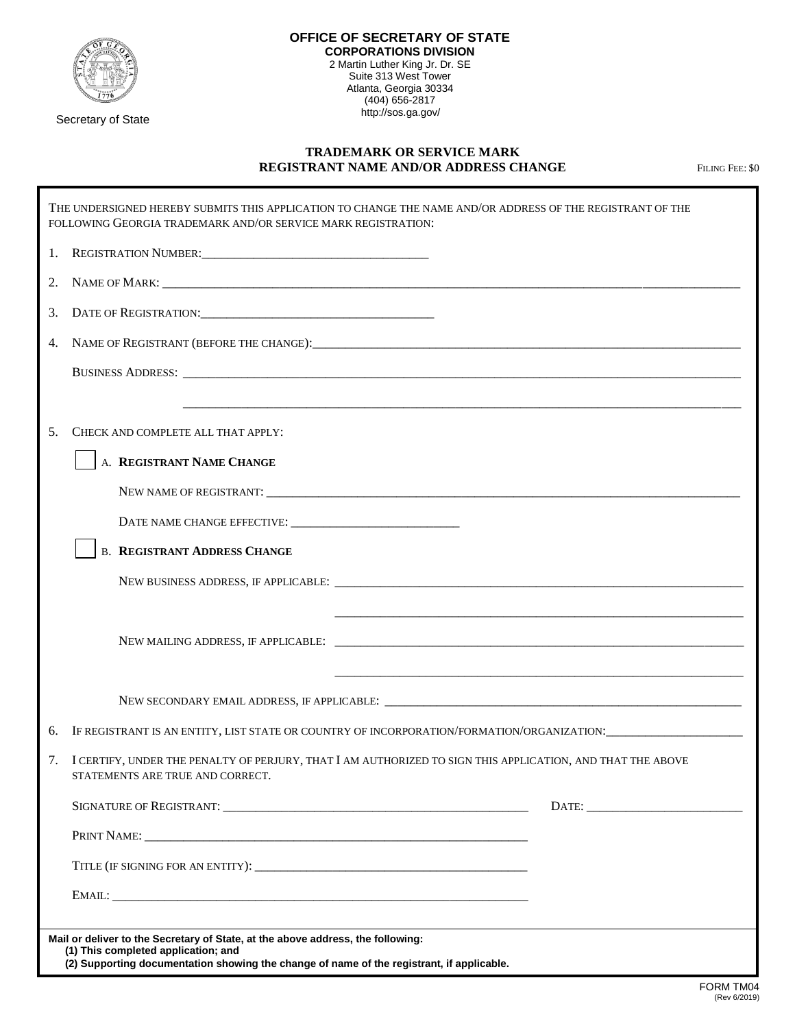**OFFICE OF SECRETARY OF STATE**
**CORPORATIONS DIVISION**
2 Martin Luther King Jr. Dr. SE
Suite 313 West Tower
Atlanta, Georgia 30334
(404) 656-2817
http://sos.ga.gov/

Secretary of State

## TRADEMARK OR SERVICE MARK
## REGISTRANT NAME AND/OR ADDRESS CHANGE

FILING FEE: $0

THE UNDERSIGNED HEREBY SUBMITS THIS APPLICATION TO CHANGE THE NAME AND/OR ADDRESS OF THE REGISTRANT OF THE FOLLOWING GEORGIA TRADEMARK AND/OR SERVICE MARK REGISTRATION:

1. REGISTRATION NUMBER:___________________________________
2. NAME OF MARK: ___________________________________________________________________________
3. DATE OF REGISTRATION:___________________________________
4. NAME OF REGISTRANT (BEFORE THE CHANGE):___________________________________________________

   BUSINESS ADDRESS: ____________________________________________________________________________

   ____________________________________________________________________________

5. CHECK AND COMPLETE ALL THAT APPLY:

   ☐ A. **REGISTRANT NAME CHANGE**

   NEW NAME OF REGISTRANT: ____________________________________________________________

   DATE NAME CHANGE EFFECTIVE: ___________________________

   ☐ B. **REGISTRANT ADDRESS CHANGE**

   NEW BUSINESS ADDRESS, IF APPLICABLE: ________________________________________________

   ________________________________________________

   NEW MAILING ADDRESS, IF APPLICABLE: ________________________________________________

   ________________________________________________

   NEW SECONDARY EMAIL ADDRESS, IF APPLICABLE: ________________________________________

6. IF REGISTRANT IS AN ENTITY, LIST STATE OR COUNTRY OF INCORPORATION/FORMATION/ORGANIZATION:______________________
7. I CERTIFY, UNDER THE PENALTY OF PERJURY, THAT I AM AUTHORIZED TO SIGN THIS APPLICATION, AND THAT THE ABOVE STATEMENTS ARE TRUE AND CORRECT.

   SIGNATURE OF REGISTRANT: _______________________________________________ DATE: ________________________

   PRINT NAME: _______________________________________________________________

   TITLE (IF SIGNING FOR AN ENTITY): ____________________________________________

   EMAIL: ____________________________________________________________________

**Mail or deliver to the Secretary of State, at the above address, the following:**
**(1) This completed application; and**
**(2) Supporting documentation showing the change of name of the registrant, if applicable.**

FORM TM04
(Rev 6/2019)